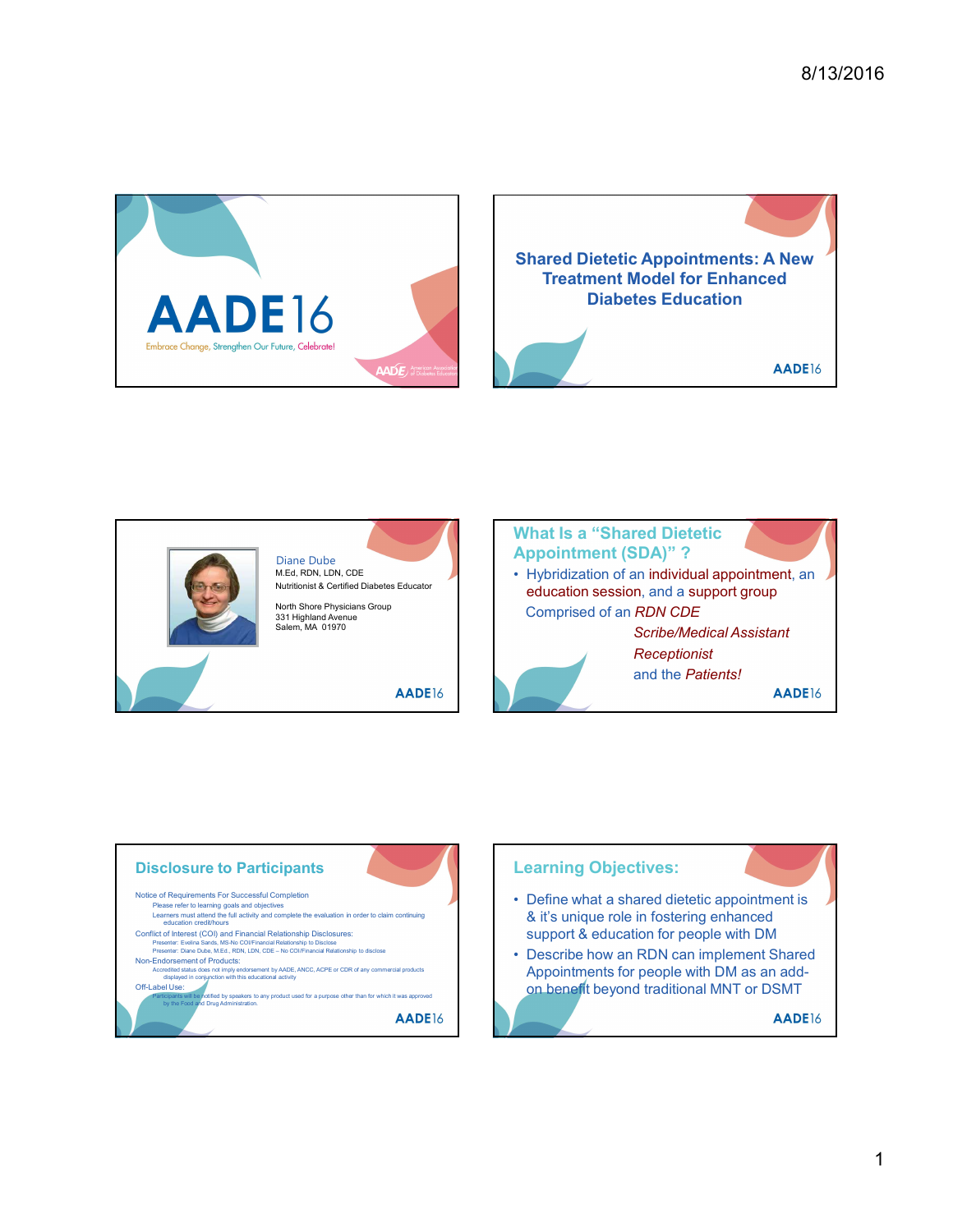# AADE16

Embrace Change, Strengthen Our Future, Celebrate!

## Shared Dietetic Appointments: A New Treatment Model for Enhanced Diabetes Education

Diane Dube
M.Ed, RDN, LDN, CDE
Nutritionist & Certified Diabetes Educator

North Shore Physicians Group
331 Highland Avenue
Salem, MA 01970

## What Is a "Shared Dietetic Appointment (SDA)" ?

- Hybridization of an individual appointment, an education session, and a support group

Comprised of an RDN CDE
*Scribe/Medical Assistant*
*Receptionist*
and the *Patients!*

## Disclosure to Participants

Notice of Requirements For Successful Completion
- Please refer to learning goals and objectives
- Learners must attend the full activity and complete the evaluation in order to claim continuing education credit/hours

Conflict of Interest (COI) and Financial Relationship Disclosures:
- Presenter: Evelina Sands, MS-No COI/Financial Relationship to Disclose
- Presenter: Diane Dube, M.Ed., RDN, LDN, CDE – No COI/Financial Relationship to disclose

Non-Endorsement of Products:
- Accredited status does not imply endorsement by AADE, ANCC, ACPE or CDR of any commercial products displayed in conjunction with this educational activity

Off-Label Use:
- Participants will be notified by speakers to any product used for a purpose other than for which it was approved by the Food and Drug Administration.

## Learning Objectives:

- Define what a shared dietetic appointment is & it's unique role in fostering enhanced support & education for people with DM
- Describe how an RDN can implement Shared Appointments for people with DM as an add-on benefit beyond traditional MNT or DSMT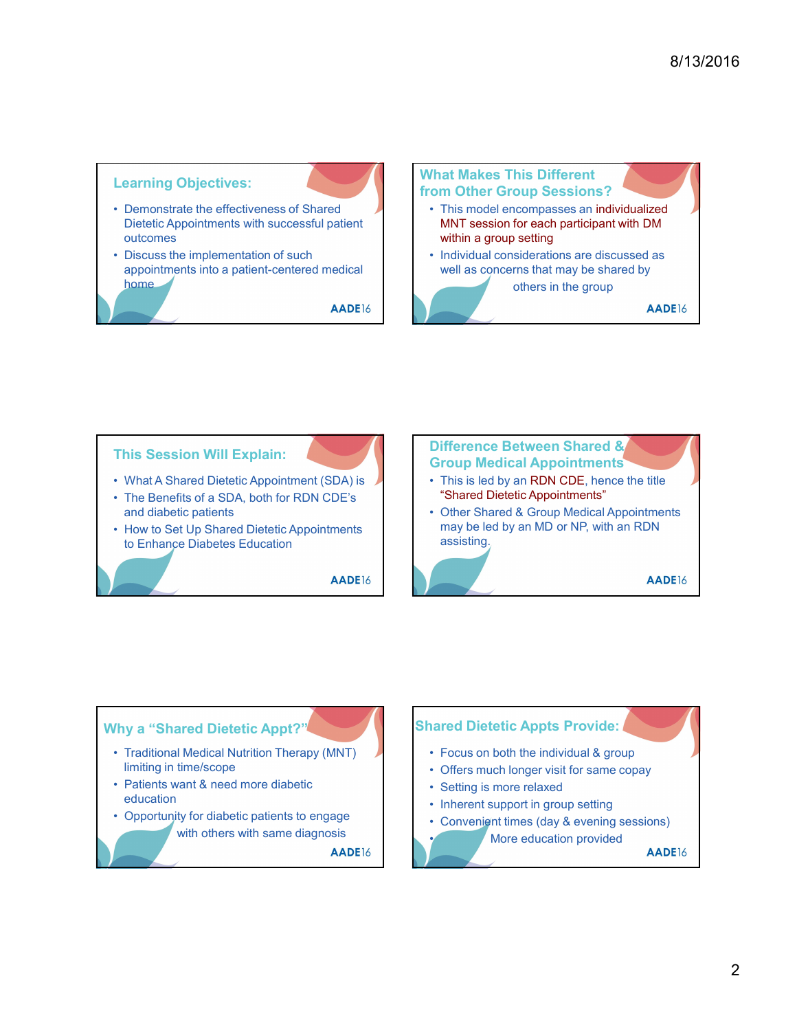## Learning Objectives:

- Demonstrate the effectiveness of Shared Dietetic Appointments with successful patient outcomes
- Discuss the implementation of such appointments into a patient-centered medical home

AADE16

## What Makes This Different from Other Group Sessions?

- This model encompasses an individualized MNT session for each participant with DM within a group setting
- Individual considerations are discussed as well as concerns that may be shared by others in the group

AADE16

## This Session Will Explain:

- What A Shared Dietetic Appointment (SDA) is
- The Benefits of a SDA, both for RDN CDE's and diabetic patients
- How to Set Up Shared Dietetic Appointments to Enhance Diabetes Education

AADE16

## Difference Between Shared & Group Medical Appointments

- This is led by an RDN CDE, hence the title "Shared Dietetic Appointments"
- Other Shared & Group Medical Appointments may be led by an MD or NP, with an RDN assisting.

AADE16

## Why a "Shared Dietetic Appt?"

- Traditional Medical Nutrition Therapy (MNT) limiting in time/scope
- Patients want & need more diabetic education
- Opportunity for diabetic patients to engage with others with same diagnosis

AADE16

## Shared Dietetic Appts Provide:

- Focus on both the individual & group
- Offers much longer visit for same copay
- Setting is more relaxed
- Inherent support in group setting
- Convenient times (day & evening sessions)
- More education provided

AADE16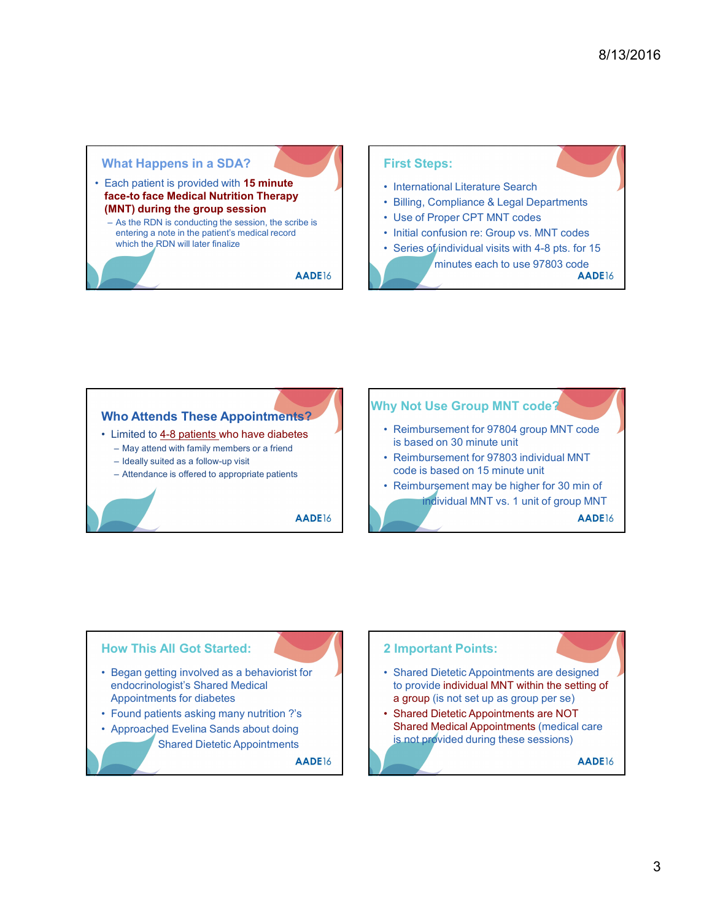## What Happens in a SDA?

- Each patient is provided with **15 minute face-to face Medical Nutrition Therapy (MNT) during the group session**
  - As the RDN is conducting the session, the scribe is entering a note in the patient's medical record which the RDN will later finalize

AADE16

## First Steps:

- International Literature Search
- Billing, Compliance & Legal Departments
- Use of Proper CPT MNT codes
- Initial confusion re: Group vs. MNT codes
- Series of individual visits with 4-8 pts. for 15 minutes each to use 97803 code

AADE16

## Who Attends These Appointments?

- Limited to 4-8 patients who have diabetes
  - May attend with family members or a friend
  - Ideally suited as a follow-up visit
  - Attendance is offered to appropriate patients

AADE16

## Why Not Use Group MNT code?

- Reimbursement for 97804 group MNT code is based on 30 minute unit
- Reimbursement for 97803 individual MNT code is based on 15 minute unit
- Reimbursement may be higher for 30 min of individual MNT vs. 1 unit of group MNT

AADE16

## How This All Got Started:

- Began getting involved as a behaviorist for endocrinologist's Shared Medical Appointments for diabetes
- Found patients asking many nutrition ?'s
- Approached Evelina Sands about doing Shared Dietetic Appointments

AADE16

## 2 Important Points:

- Shared Dietetic Appointments are designed to provide individual MNT within the setting of a group (is not set up as group per se)
- Shared Dietetic Appointments are NOT Shared Medical Appointments (medical care is not provided during these sessions)

AADE16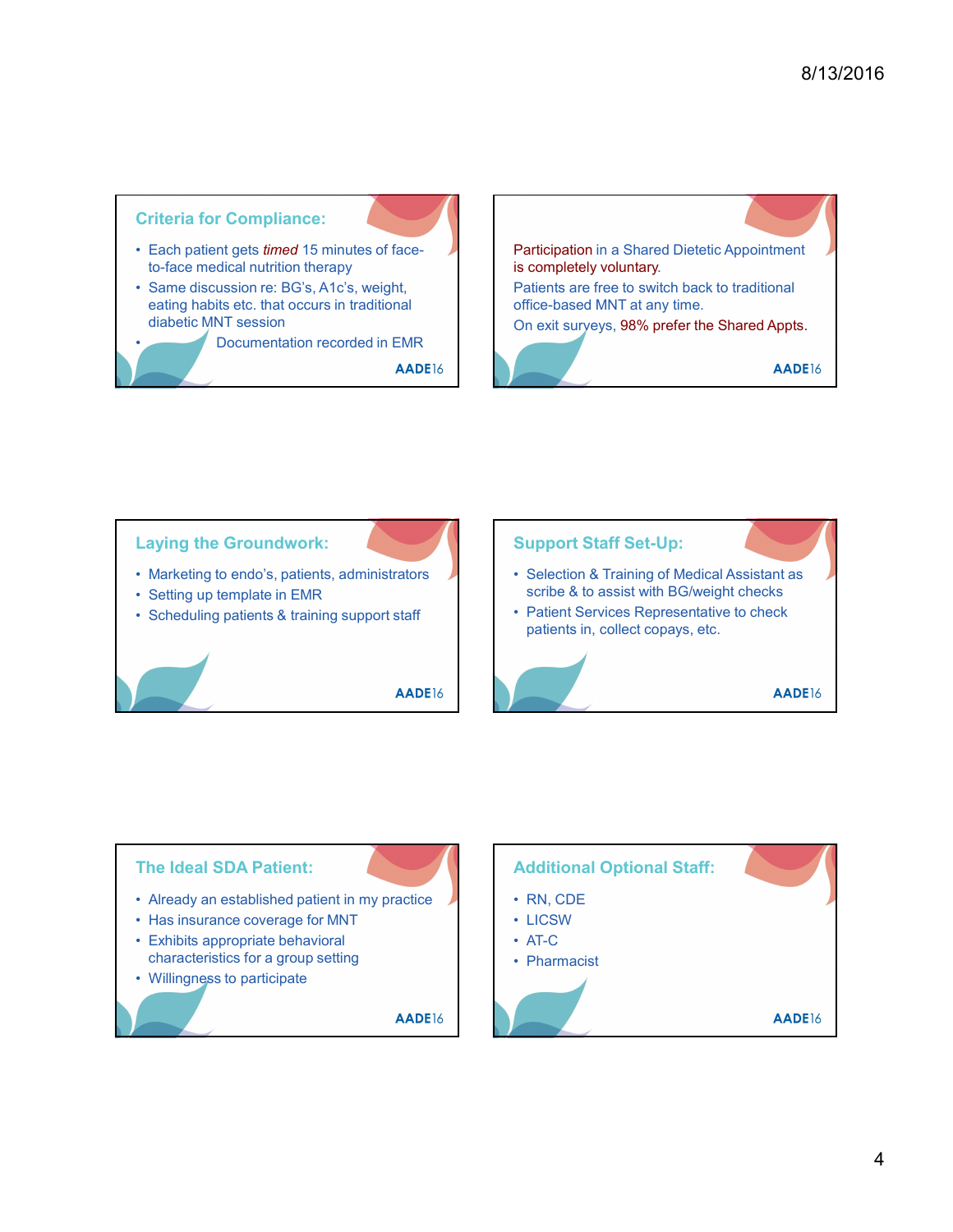## Criteria for Compliance:

- Each patient gets *timed* 15 minutes of face-to-face medical nutrition therapy
- Same discussion re: BG's, A1c's, weight, eating habits etc. that occurs in traditional diabetic MNT session
- Documentation recorded in EMR

AADE16

Participation in a Shared Dietetic Appointment is completely voluntary.

Patients are free to switch back to traditional office-based MNT at any time.

On exit surveys, 98% prefer the Shared Appts.

AADE16

## Laying the Groundwork:

- Marketing to endo's, patients, administrators
- Setting up template in EMR
- Scheduling patients & training support staff

AADE16

## Support Staff Set-Up:

- Selection & Training of Medical Assistant as scribe & to assist with BG/weight checks
- Patient Services Representative to check patients in, collect copays, etc.

AADE16

## The Ideal SDA Patient:

- Already an established patient in my practice
- Has insurance coverage for MNT
- Exhibits appropriate behavioral characteristics for a group setting
- Willingness to participate

AADE16

## Additional Optional Staff:

- RN, CDE
- LICSW
- AT-C
- Pharmacist

AADE16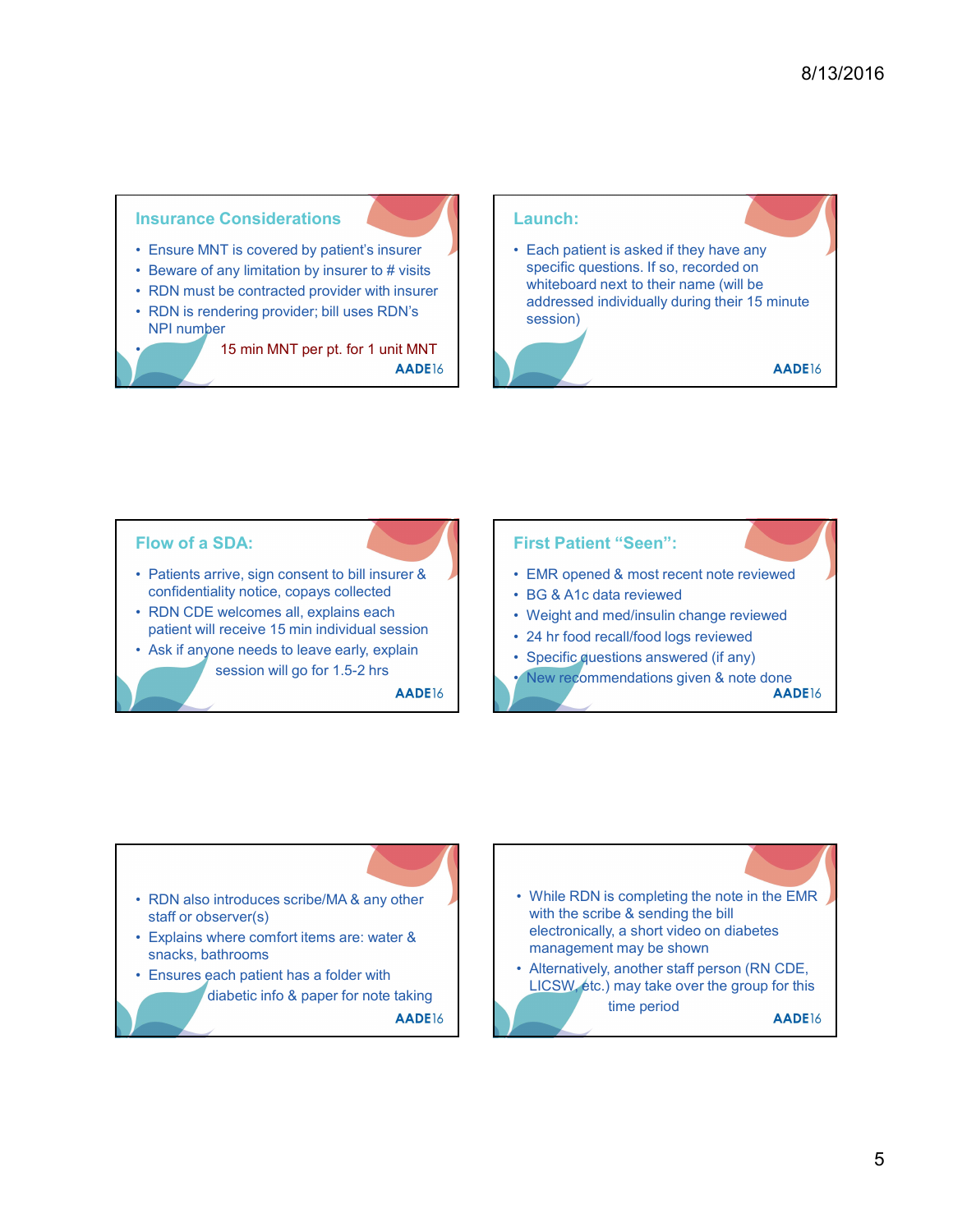## Insurance Considerations

- Ensure MNT is covered by patient's insurer
- Beware of any limitation by insurer to # visits
- RDN must be contracted provider with insurer
- RDN is rendering provider; bill uses RDN's NPI number
- 15 min MNT per pt. for 1 unit MNT

## Launch:

- Each patient is asked if they have any specific questions. If so, recorded on whiteboard next to their name (will be addressed individually during their 15 minute session)

## Flow of a SDA:

- Patients arrive, sign consent to bill insurer & confidentiality notice, copays collected
- RDN CDE welcomes all, explains each patient will receive 15 min individual session
- Ask if anyone needs to leave early, explain session will go for 1.5-2 hrs

## First Patient "Seen":

- EMR opened & most recent note reviewed
- BG & A1c data reviewed
- Weight and med/insulin change reviewed
- 24 hr food recall/food logs reviewed
- Specific questions answered (if any)
- New recommendations given & note done

---

- RDN also introduces scribe/MA & any other staff or observer(s)
- Explains where comfort items are: water & snacks, bathrooms
- Ensures each patient has a folder with diabetic info & paper for note taking

---

- While RDN is completing the note in the EMR with the scribe & sending the bill electronically, a short video on diabetes management may be shown
- Alternatively, another staff person (RN CDE, LICSW, etc.) may take over the group for this time period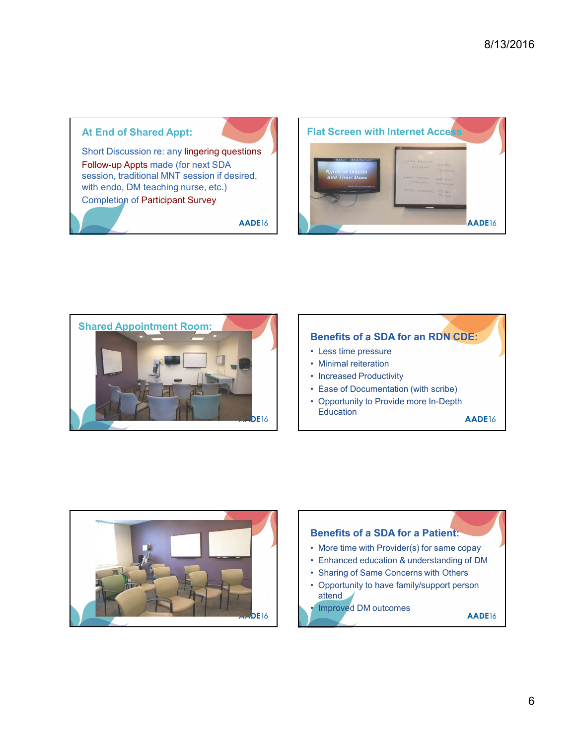## At End of Shared Appt:

Short Discussion re: any lingering questions

Follow-up Appts made (for next SDA session, traditional MNT session if desired, with endo, DM teaching nurse, etc.)

Completion of Participant Survey

## Flat Screen with Internet Access

## Shared Appointment Room:

## Benefits of a SDA for an RDN CDE:

- Less time pressure
- Minimal reiteration
- Increased Productivity
- Ease of Documentation (with scribe)
- Opportunity to Provide more In-Depth Education

## Benefits of a SDA for a Patient:

- More time with Provider(s) for same copay
- Enhanced education & understanding of DM
- Sharing of Same Concerns with Others
- Opportunity to have family/support person attend
- Improved DM outcomes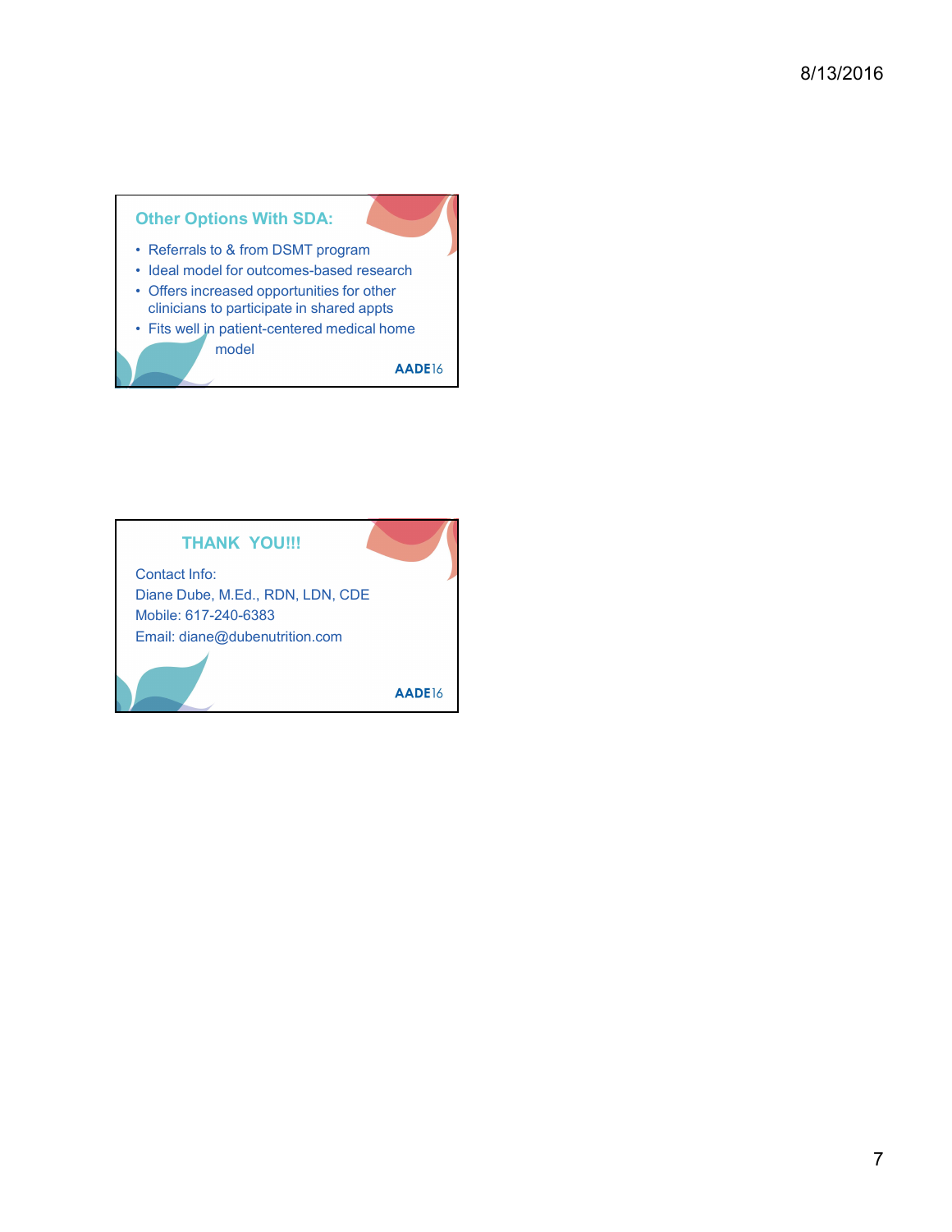## Other Options With SDA:

- Referrals to & from DSMT program
- Ideal model for outcomes-based research
- Offers increased opportunities for other clinicians to participate in shared appts
- Fits well in patient-centered medical home model

AADE16

## THANK YOU!!!

Contact Info:
Diane Dube, M.Ed., RDN, LDN, CDE
Mobile: 617-240-6383
Email: diane@dubenutrition.com

AADE16